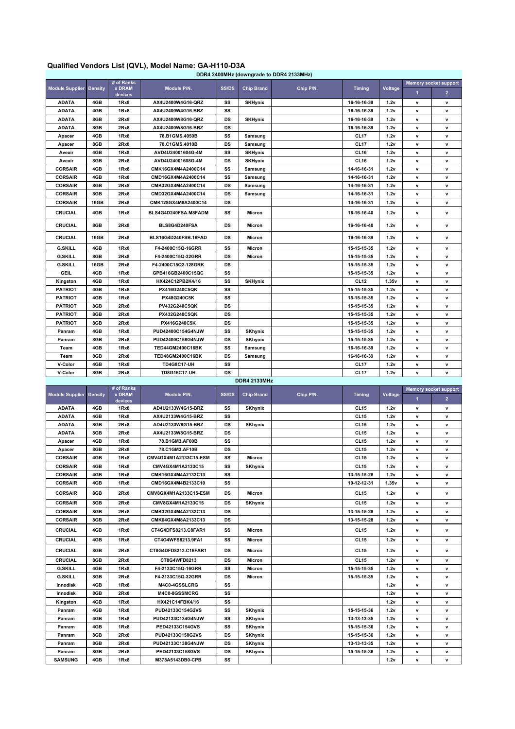# Qualified Vendors List (QVL), Model Name: GA-H110-D3A

| DDR4 2400MHz (downgrade to DDR4 2133MHz) | | | | | | | | | | |
|---|---|---|---|---|---|---|---|---|---|---|
| Module Supplier | Density | # of Ranks x DRAM devices | Module P/N. | SS/DS | Chip Brand | Chip P/N. | Timing | Voltage | Memory socket support | |
| | | | | | | | | | 1 | 2 |
| ADATA | 4GB | 1Rx8 | AX4U2400W4G16-QRZ | SS | SKHynix | | 16-16-16-39 | 1.2v | v | v |
| ADATA | 4GB | 1Rx8 | AX4U2400W4G16-BRZ | SS | | | 16-16-16-39 | 1.2v | v | v |
| ADATA | 8GB | 2Rx8 | AX4U2400W8G16-QRZ | DS | SKHynix | | 16-16-16-39 | 1.2v | v | v |
| ADATA | 8GB | 2Rx8 | AX4U2400W8G16-BRZ | DS | | | 16-16-16-39 | 1.2v | v | v |
| Apacer | 4GB | 1Rx8 | 78.B1GMS.4050B | SS | Samsung | | CL17 | 1.2v | v | v |
| Apacer | 8GB | 2Rx8 | 78.C1GMS.4010B | DS | Samsung | | CL17 | 1.2v | v | v |
| Avexir | 4GB | 1Rx8 | AVD4U24001604G-4M | SS | SKHynix | | CL16 | 1.2v | v | v |
| Avexir | 8GB | 2Rx8 | AVD4U24001608G-4M | DS | SKHynix | | CL16 | 1.2v | v | v |
| CORSAIR | 4GB | 1Rx8 | CMK16GX4M4A2400C14 | SS | Samsung | | 14-16-16-31 | 1.2v | v | v |
| CORSAIR | 4GB | 1Rx8 | CMD16GX4M4A2400C14 | SS | Samsung | | 14-16-16-31 | 1.2v | v | v |
| CORSAIR | 8GB | 2Rx8 | CMK32GX4M4A2400C14 | DS | Samsung | | 14-16-16-31 | 1.2v | v | v |
| CORSAIR | 8GB | 2Rx8 | CMD32GX4M4A2400C14 | DS | Samsung | | 14-16-16-31 | 1.2v | v | v |
| CORSAIR | 16GB | 2Rx8 | CMK128GX4M8A2400C14 | DS | | | 14-16-16-31 | 1.2v | v | v |
| CRUCIAL | 4GB | 1Rx8 | BLS4G4D240FSA.M8FADM | SS | Micron | | 16-16-16-40 | 1.2v | v | v |
| CRUCIAL | 8GB | 2Rx8 | BLS8G4D240FSA | DS | Micron | | 16-16-16-40 | 1.2v | v | v |
| CRUCIAL | 16GB | 2Rx8 | BLS16G4D240FSB.16FAD | DS | Micron | | 16-16-16-39 | 1.2v | v | v |
| G.SKILL | 4GB | 1Rx8 | F4-2400C15Q-16GRR | SS | Micron | | 15-15-15-35 | 1.2v | v | v |
| G.SKILL | 8GB | 2Rx8 | F4-2400C15Q-32GRR | DS | Micron | | 15-15-15-35 | 1.2v | v | v |
| G.SKILL | 16GB | 2Rx8 | F4-2400C15Q2-128GRK | DS | | | 15-15-15-35 | 1.2v | v | v |
| GEIL | 4GB | 1Rx8 | GPB416GB2400C15QC | SS | | | 15-15-15-35 | 1.2v | v | v |
| Kingston | 4GB | 1Rx8 | HX424C12PB2K4/16 | SS | SKHynix | | CL12 | 1.35v | v | v |
| PATRIOT | 4GB | 1Rx8 | PX416G240C5QK | SS | | | 15-15-15-35 | 1.2v | v | v |
| PATRIOT | 4GB | 1Rx8 | PX48G240C5K | SS | | | 15-15-15-35 | 1.2v | v | v |
| PATRIOT | 8GB | 2Rx8 | PV432G240C5QK | DS | | | 15-15-15-35 | 1.2v | v | v |
| PATRIOT | 8GB | 2Rx8 | PX432G240C5QK | DS | | | 15-15-15-35 | 1.2v | v | v |
| PATRIOT | 8GB | 2Rx8 | PX416G240C5K | DS | | | 15-15-15-35 | 1.2v | v | v |
| Panram | 4GB | 1Rx8 | PUD42400C154G4NJW | SS | SKhynix | | 15-15-15-35 | 1.2v | v | v |
| Panram | 8GB | 2Rx8 | PUD42400C158G4NJW | DS | SKhynix | | 15-15-15-35 | 1.2v | v | v |
| Team | 4GB | 1Rx8 | TED44GM2400C16BK | SS | Samsung | | 16-16-16-39 | 1.2v | v | v |
| Team | 8GB | 2Rx8 | TED48GM2400C16BK | DS | Samsung | | 16-16-16-39 | 1.2v | v | v |
| V-Color | 4GB | 1Rx8 | TD4G8C17-UH | SS | | | CL17 | 1.2v | v | v |
| V-Color | 8GB | 2Rx8 | TD8G16C17-UH | DS | | | CL17 | 1.2v | v | v |

| DDR4 2133MHz | | | | | | | | | | |
|---|---|---|---|---|---|---|---|---|---|---|
| Module Supplier | Density | # of Ranks x DRAM devices | Module P/N. | SS/DS | Chip Brand | Chip P/N. | Timing | Voltage | Memory socket support | |
| | | | | | | | | | 1 | 2 |
| ADATA | 4GB | 1Rx8 | AD4U2133W4G15-BRZ | SS | SKhynix | | CL15 | 1.2v | v | v |
| ADATA | 4GB | 1Rx8 | AX4U2133W4G15-BRZ | SS | | | CL15 | 1.2v | v | v |
| ADATA | 8GB | 2Rx8 | AD4U2133W8G15-BRZ | DS | SKhynix | | CL15 | 1.2v | v | v |
| ADATA | 8GB | 2Rx8 | AX4U2133W8G15-BRZ | DS | | | CL15 | 1.2v | v | v |
| Apacer | 4GB | 1Rx8 | 78.B1GM3.AF00B | SS | | | CL15 | 1.2v | v | v |
| Apacer | 8GB | 2Rx8 | 78.C1GM3.AF10B | DS | | | CL15 | 1.2v | v | v |
| CORSAIR | 4GB | 1Rx8 | CMV4GX4M1A2133C15-ESM | SS | Micron | | CL15 | 1.2v | v | v |
| CORSAIR | 4GB | 1Rx8 | CMV4GX4M1A2133C15 | SS | SKhynix | | CL15 | 1.2v | v | v |
| CORSAIR | 4GB | 1Rx8 | CMK16GX4M4A2133C13 | SS | | | 13-15-15-28 | 1.2v | v | v |
| CORSAIR | 4GB | 1Rx8 | CMD16GX4M4B2133C10 | SS | | | 10-12-12-31 | 1.35v | v | v |
| CORSAIR | 8GB | 2Rx8 | CMV8GX4M1A2133C15-ESM | DS | Micron | | CL15 | 1.2v | v | v |
| CORSAIR | 8GB | 2Rx8 | CMV8GX4M1A2133C15 | DS | SKhynix | | CL15 | 1.2v | v | v |
| CORSAIR | 8GB | 2Rx8 | CMK32GX4M4A2133C13 | DS | | | 13-15-15-28 | 1.2v | v | v |
| CORSAIR | 8GB | 2Rx8 | CMK64GX4M8A2133C13 | DS | | | 13-15-15-28 | 1.2v | v | v |
| CRUCIAL | 4GB | 1Rx8 | CT4G4DFS8213.C8FAR1 | SS | Micron | | CL15 | 1.2v | v | v |
| CRUCIAL | 4GB | 1Rx8 | CT4G4WFS8213.9FA1 | SS | Micron | | CL15 | 1.2v | v | v |
| CRUCIAL | 8GB | 2Rx8 | CT8G4DFD8213.C16FAR1 | DS | Micron | | CL15 | 1.2v | v | v |
| CRUCIAL | 8GB | 2Rx8 | CT8G4WFD8213 | DS | Micron | | CL15 | 1.2v | v | v |
| G.SKILL | 4GB | 1Rx8 | F4-2133C15Q-16GRR | SS | Micron | | 15-15-15-35 | 1.2v | v | v |
| G.SKILL | 8GB | 2Rx8 | F4-2133C15Q-32GRR | DS | Micron | | 15-15-15-35 | 1.2v | v | v |
| innodisk | 4GB | 1Rx8 | M4C0-4GSSLCRG | SS | | | | 1.2v | v | v |
| innodisk | 8GB | 2Rx8 | M4C0-8GSSMCRG | SS | | | | 1.2v | v | v |
| Kingston | 4GB | 1Rx8 | HX421C14FBK4/16 | SS | | | | 1.2v | v | v |
| Panram | 4GB | 1Rx8 | PUD42133C154G2VS | SS | SKhynix | | 15-15-15-36 | 1.2v | v | v |
| Panram | 4GB | 1Rx8 | PUD42133C134G4NJW | SS | SKhynix | | 13-13-13-35 | 1.2v | v | v |
| Panram | 4GB | 1Rx8 | PED42133C154GVS | SS | SKhynix | | 15-15-15-36 | 1.2v | v | v |
| Panram | 8GB | 2Rx8 | PUD42133C158G2VS | DS | SKhynix | | 15-15-15-36 | 1.2v | v | v |
| Panram | 8GB | 2Rx8 | PUD42133C138G4NJW | DS | SKhynix | | 13-13-13-35 | 1.2v | v | v |
| Panram | 8GB | 2Rx8 | PED42133C158GVS | DS | SKhynix | | 15-15-15-36 | 1.2v | v | v |
| SAMSUNG | 4GB | 1Rx8 | M378A5143DB0-CPB | SS | | | | 1.2v | v | v |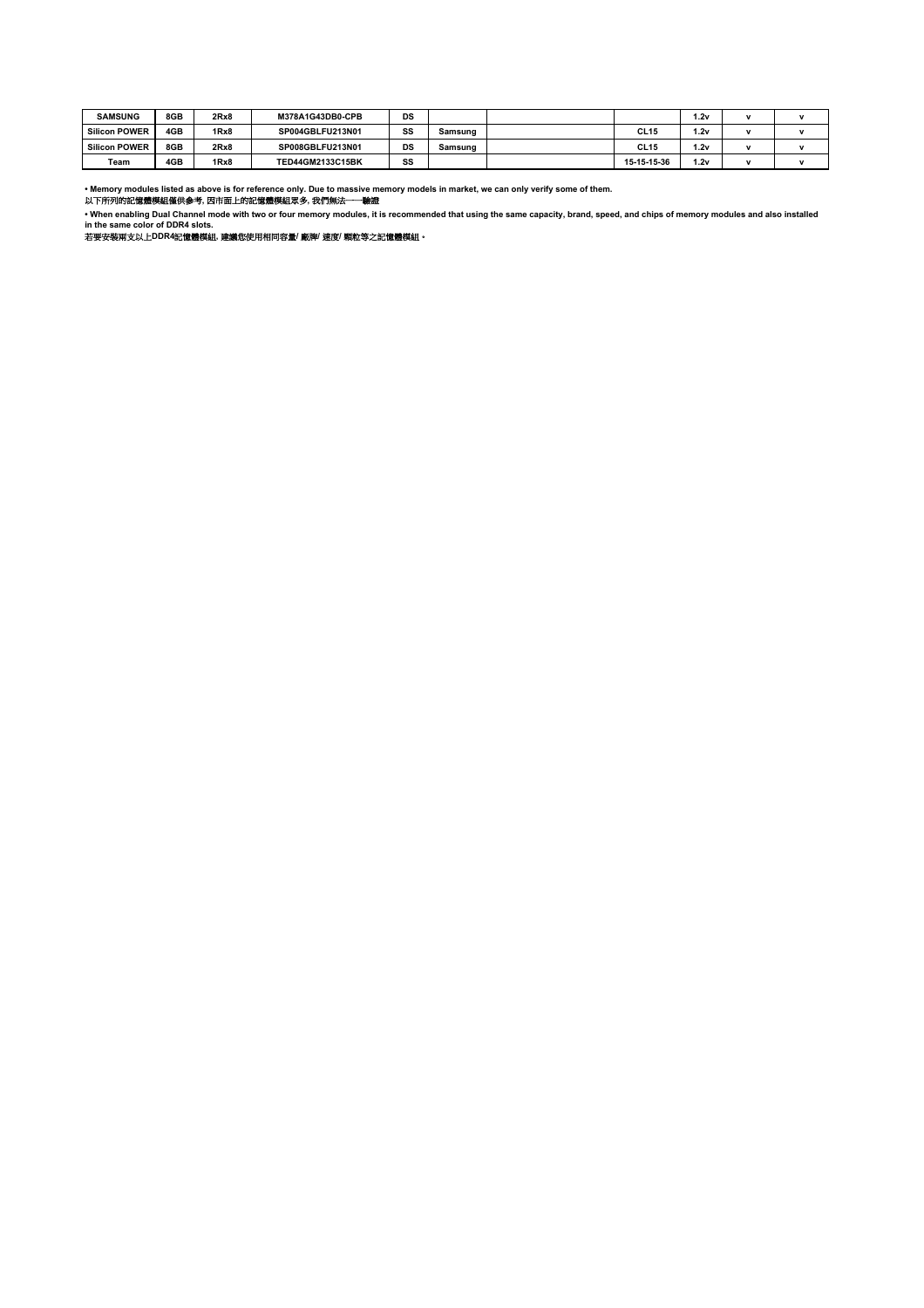| | | | | | | | | | | |
|---|---|---|---|---|---|---|---|---|---|---|
| SAMSUNG | 8GB | 2Rx8 | M378A1G43DB0-CPB | DS | | | | 1.2v | v | v |
| Silicon POWER | 4GB | 1Rx8 | SP004GBLFU213N01 | SS | Samsung | | CL15 | 1.2v | v | v |
| Silicon POWER | 8GB | 2Rx8 | SP008GBLFU213N01 | DS | Samsung | | CL15 | 1.2v | v | v |
| Team | 4GB | 1Rx8 | TED44GM2133C15BK | SS | | | 15-15-15-36 | 1.2v | v | v |

**• Memory modules listed as above is for reference only. Due to massive memory models in market, we can only verify some of them.**
以下所列的記憶體模組僅供參考, 因市面上的記憶體模組眾多, 我們無法一一驗證

**• When enabling Dual Channel mode with two or four memory modules, it is recommended that using the same capacity, brand, speed, and chips of memory modules and also installed in the same color of DDR4 slots.**
若要安裝兩支以上DDR4記憶體模組, 建議您使用相同容量/ 廠牌/ 速度/ 顆粒等之記憶體模組。